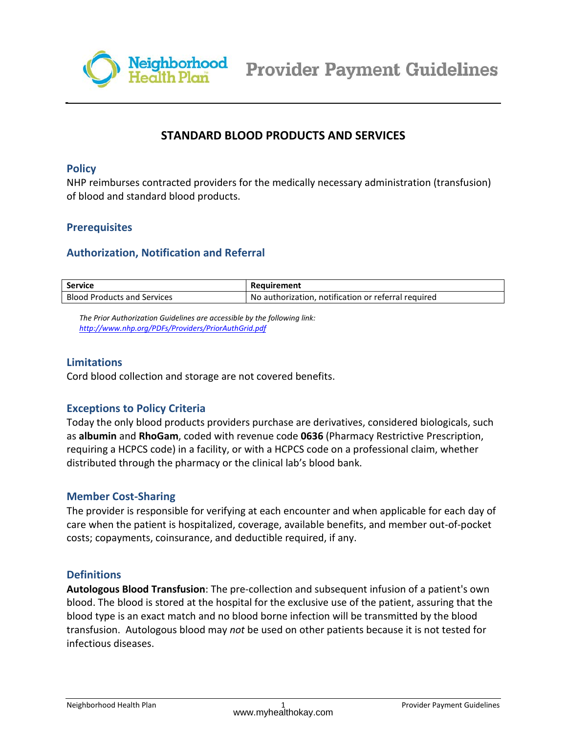# STANDARD BLOOD PRODUCTS AND SERVICES

## Policy

NHP reimburses contracted providers for the medically necessary administration (transfusion) of blood and standard blood products.

## Prerequisites

## Authorization, Notification and Referral

| Service | Requirement |
|---|---|
| Blood Products and Services | No authorization, notification or referral required |

*The Prior Authorization Guidelines are accessible by the following link: [http://www.nhp.org/PDFs/Providers/PriorAuthGrid.pdf](http://www.nhp.org/PDFs/Providers/PriorAuthGrid.pdf)*

## Limitations

Cord blood collection and storage are not covered benefits.

## Exceptions to Policy Criteria

Today the only blood products providers purchase are derivatives, considered biologicals, such as **albumin** and **RhoGam**, coded with revenue code **0636** (Pharmacy Restrictive Prescription, requiring a HCPCS code) in a facility, or with a HCPCS code on a professional claim, whether distributed through the pharmacy or the clinical lab's blood bank.

## Member Cost-Sharing

The provider is responsible for verifying at each encounter and when applicable for each day of care when the patient is hospitalized, coverage, available benefits, and member out-of-pocket costs; copayments, coinsurance, and deductible required, if any.

## Definitions

**Autologous Blood Transfusion**: The pre-collection and subsequent infusion of a patient's own blood. The blood is stored at the hospital for the exclusive use of the patient, assuring that the blood type is an exact match and no blood borne infection will be transmitted by the blood transfusion. Autologous blood may *not* be used on other patients because it is not tested for infectious diseases.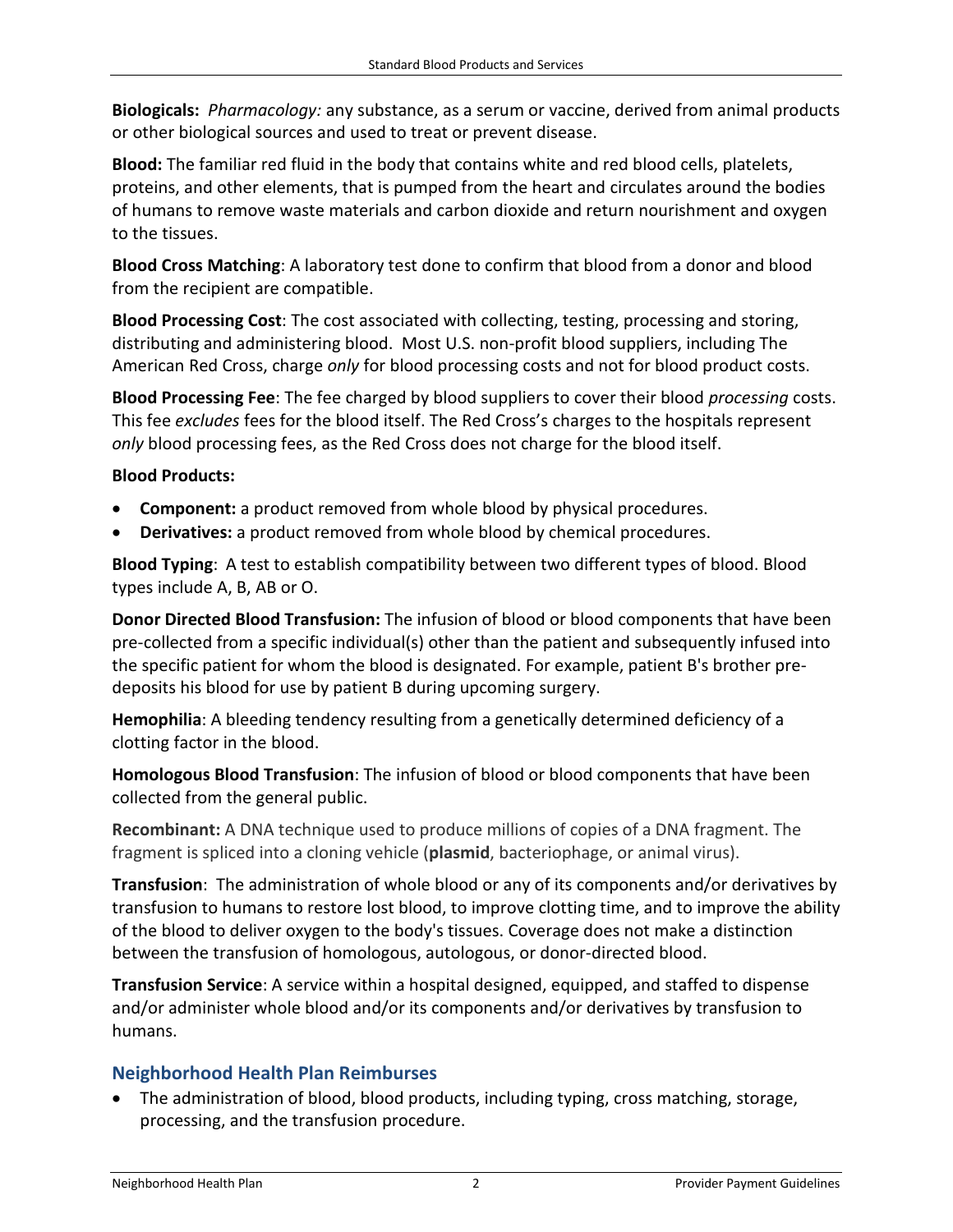**Biologicals:** *Pharmacology:* any substance, as a serum or vaccine, derived from animal products or other biological sources and used to treat or prevent disease.

**Blood:** The familiar red fluid in the body that contains white and red blood cells, platelets, proteins, and other elements, that is pumped from the heart and circulates around the bodies of humans to remove waste materials and carbon dioxide and return nourishment and oxygen to the tissues.

**Blood Cross Matching**: A laboratory test done to confirm that blood from a donor and blood from the recipient are compatible.

**Blood Processing Cost**: The cost associated with collecting, testing, processing and storing, distributing and administering blood. Most U.S. non-profit blood suppliers, including The American Red Cross, charge *only* for blood processing costs and not for blood product costs.

**Blood Processing Fee**: The fee charged by blood suppliers to cover their blood *processing* costs. This fee *excludes* fees for the blood itself. The Red Cross's charges to the hospitals represent *only* blood processing fees, as the Red Cross does not charge for the blood itself.

**Blood Products:**

- **Component:** a product removed from whole blood by physical procedures.
- **Derivatives:** a product removed from whole blood by chemical procedures.

**Blood Typing**: A test to establish compatibility between two different types of blood. Blood types include A, B, AB or O.

**Donor Directed Blood Transfusion:** The infusion of blood or blood components that have been pre-collected from a specific individual(s) other than the patient and subsequently infused into the specific patient for whom the blood is designated. For example, patient B's brother pre-deposits his blood for use by patient B during upcoming surgery.

**Hemophilia**: A bleeding tendency resulting from a genetically determined deficiency of a clotting factor in the blood.

**Homologous Blood Transfusion**: The infusion of blood or blood components that have been collected from the general public.

**Recombinant:** A DNA technique used to produce millions of copies of a DNA fragment. The fragment is spliced into a cloning vehicle (**plasmid**, bacteriophage, or animal virus).

**Transfusion**: The administration of whole blood or any of its components and/or derivatives by transfusion to humans to restore lost blood, to improve clotting time, and to improve the ability of the blood to deliver oxygen to the body's tissues. Coverage does not make a distinction between the transfusion of homologous, autologous, or donor-directed blood.

**Transfusion Service**: A service within a hospital designed, equipped, and staffed to dispense and/or administer whole blood and/or its components and/or derivatives by transfusion to humans.

## Neighborhood Health Plan Reimburses

- The administration of blood, blood products, including typing, cross matching, storage, processing, and the transfusion procedure.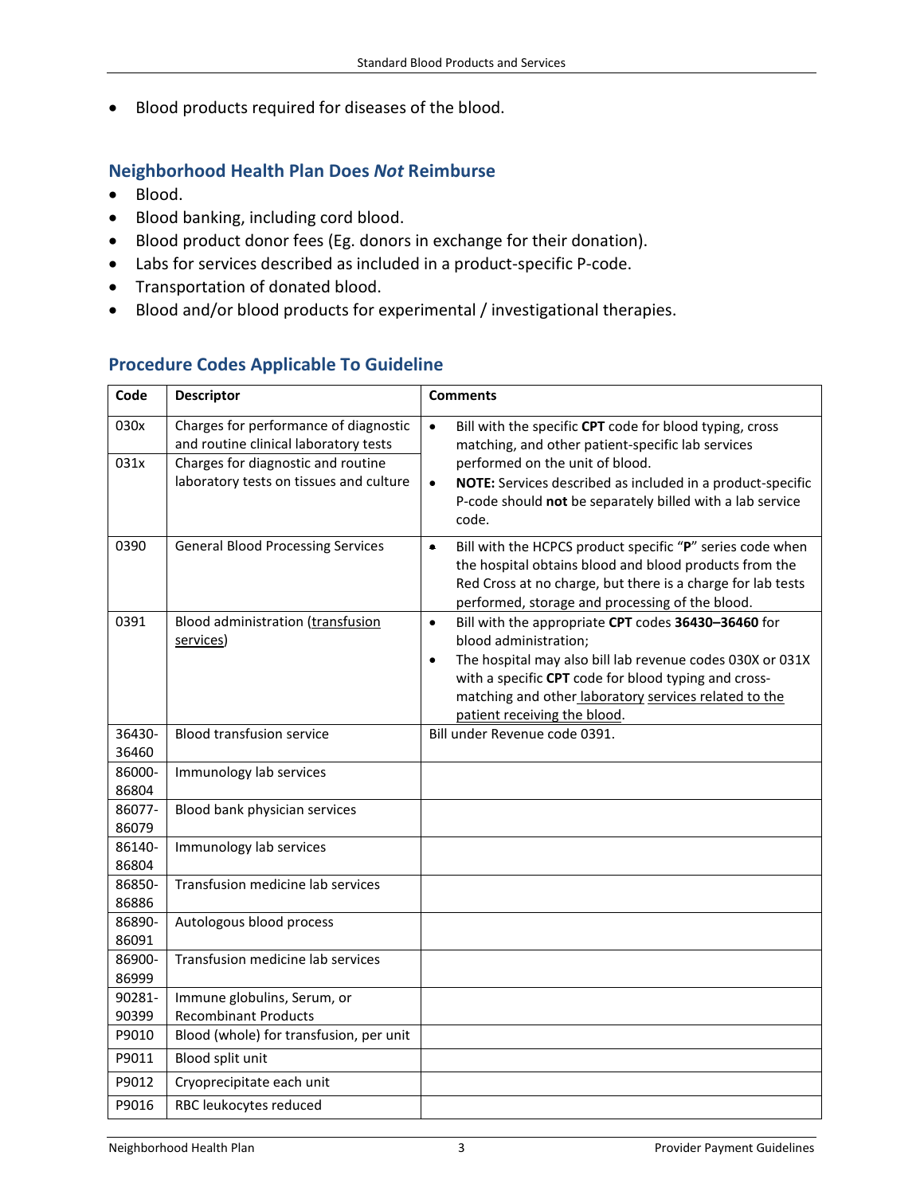- Blood products required for diseases of the blood.

## Neighborhood Health Plan Does *Not* Reimburse

- Blood.
- Blood banking, including cord blood.
- Blood product donor fees (Eg. donors in exchange for their donation).
- Labs for services described as included in a product-specific P-code.
- Transportation of donated blood.
- Blood and/or blood products for experimental / investigational therapies.

## Procedure Codes Applicable To Guideline

| Code | Descriptor | Comments |
|---|---|---|
| 030x | Charges for performance of diagnostic and routine clinical laboratory tests | • Bill with the specific **CPT** code for blood typing, cross matching, and other patient-specific lab services performed on the unit of blood.<br>• **NOTE:** Services described as included in a product-specific P-code should **not** be separately billed with a lab service code. |
| 031x | Charges for diagnostic and routine laboratory tests on tissues and culture | |
| 0390 | General Blood Processing Services | • Bill with the HCPCS product specific "**P**" series code when the hospital obtains blood and blood products from the Red Cross at no charge, but there is a charge for lab tests performed, storage and processing of the blood. |
| 0391 | Blood administration (transfusion services) | • Bill with the appropriate **CPT** codes **36430–36460** for blood administration;<br>• The hospital may also bill lab revenue codes 030X or 031X with a specific **CPT** code for blood typing and cross-matching and other laboratory services related to the patient receiving the blood. |
| 36430-36460 | Blood transfusion service | Bill under Revenue code 0391. |
| 86000-86804 | Immunology lab services | |
| 86077-86079 | Blood bank physician services | |
| 86140-86804 | Immunology lab services | |
| 86850-86886 | Transfusion medicine lab services | |
| 86890-86091 | Autologous blood process | |
| 86900-86999 | Transfusion medicine lab services | |
| 90281-90399 | Immune globulins, Serum, or Recombinant Products | |
| P9010 | Blood (whole) for transfusion, per unit | |
| P9011 | Blood split unit | |
| P9012 | Cryoprecipitate each unit | |
| P9016 | RBC leukocytes reduced | |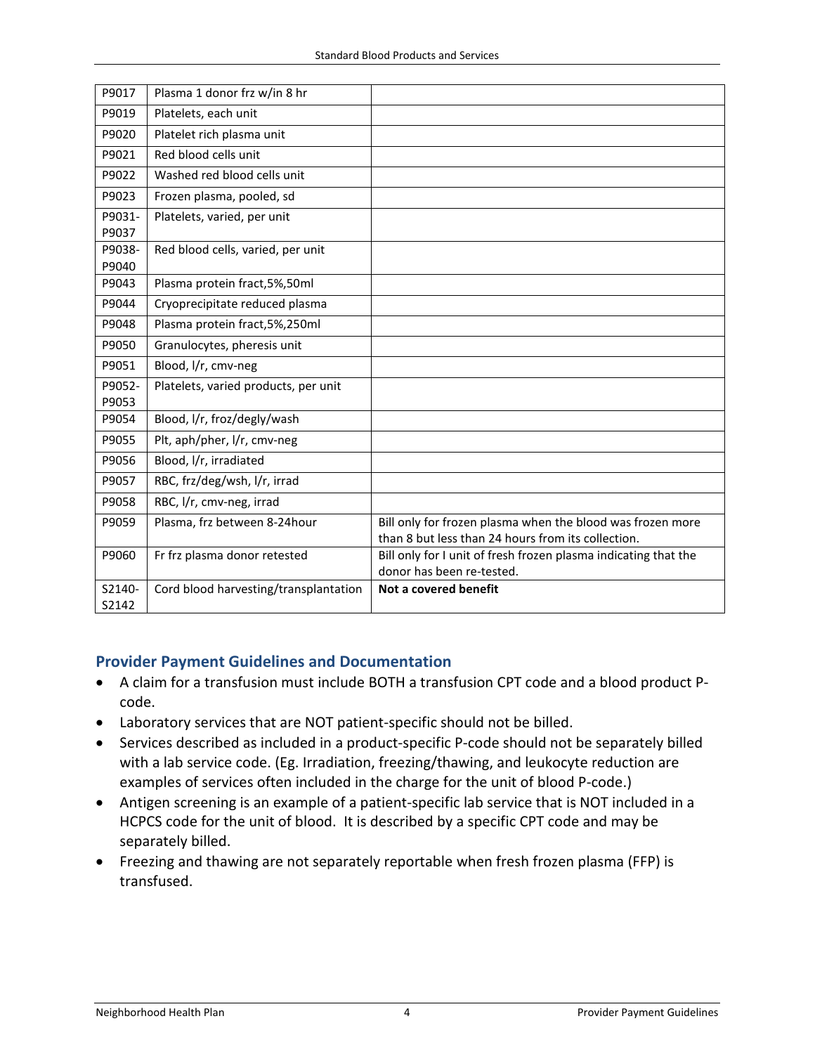| | | |
|---|---|---|
| P9017 | Plasma 1 donor frz w/in 8 hr | |
| P9019 | Platelets, each unit | |
| P9020 | Platelet rich plasma unit | |
| P9021 | Red blood cells unit | |
| P9022 | Washed red blood cells unit | |
| P9023 | Frozen plasma, pooled, sd | |
| P9031-P9037 | Platelets, varied, per unit | |
| P9038-P9040 | Red blood cells, varied, per unit | |
| P9043 | Plasma protein fract,5%,50ml | |
| P9044 | Cryoprecipitate reduced plasma | |
| P9048 | Plasma protein fract,5%,250ml | |
| P9050 | Granulocytes, pheresis unit | |
| P9051 | Blood, l/r, cmv-neg | |
| P9052-P9053 | Platelets, varied products, per unit | |
| P9054 | Blood, l/r, froz/degly/wash | |
| P9055 | Plt, aph/pher, l/r, cmv-neg | |
| P9056 | Blood, l/r, irradiated | |
| P9057 | RBC, frz/deg/wsh, l/r, irrad | |
| P9058 | RBC, l/r, cmv-neg, irrad | |
| P9059 | Plasma, frz between 8-24hour | Bill only for frozen plasma when the blood was frozen more than 8 but less than 24 hours from its collection. |
| P9060 | Fr frz plasma donor retested | Bill only for I unit of fresh frozen plasma indicating that the donor has been re-tested. |
| S2140-S2142 | Cord blood harvesting/transplantation | **Not a covered benefit** |

## Provider Payment Guidelines and Documentation

- A claim for a transfusion must include BOTH a transfusion CPT code and a blood product P-code.
- Laboratory services that are NOT patient-specific should not be billed.
- Services described as included in a product-specific P-code should not be separately billed with a lab service code. (Eg. Irradiation, freezing/thawing, and leukocyte reduction are examples of services often included in the charge for the unit of blood P-code.)
- Antigen screening is an example of a patient-specific lab service that is NOT included in a HCPCS code for the unit of blood. It is described by a specific CPT code and may be separately billed.
- Freezing and thawing are not separately reportable when fresh frozen plasma (FFP) is transfused.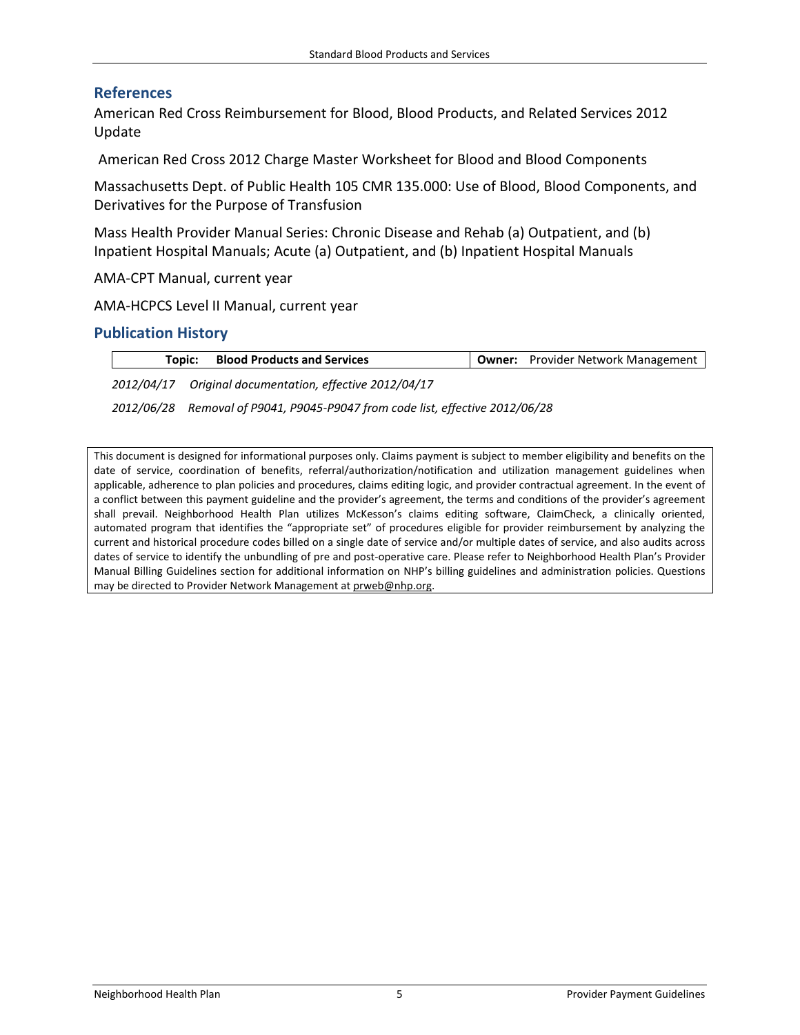## References

American Red Cross Reimbursement for Blood, Blood Products, and Related Services 2012 Update

American Red Cross 2012 Charge Master Worksheet for Blood and Blood Components

Massachusetts Dept. of Public Health 105 CMR 135.000: Use of Blood, Blood Components, and Derivatives for the Purpose of Transfusion

Mass Health Provider Manual Series: Chronic Disease and Rehab (a) Outpatient, and (b) Inpatient Hospital Manuals; Acute (a) Outpatient, and (b) Inpatient Hospital Manuals

AMA-CPT Manual, current year

AMA-HCPCS Level II Manual, current year

## Publication History

| | |
|---|---|
| **Topic:** **Blood Products and Services** | **Owner:** Provider Network Management |

*2012/04/17 Original documentation, effective 2012/04/17*

*2012/06/28 Removal of P9041, P9045-P9047 from code list, effective 2012/06/28*

This document is designed for informational purposes only. Claims payment is subject to member eligibility and benefits on the date of service, coordination of benefits, referral/authorization/notification and utilization management guidelines when applicable, adherence to plan policies and procedures, claims editing logic, and provider contractual agreement. In the event of a conflict between this payment guideline and the provider's agreement, the terms and conditions of the provider's agreement shall prevail. Neighborhood Health Plan utilizes McKesson's claims editing software, ClaimCheck, a clinically oriented, automated program that identifies the "appropriate set" of procedures eligible for provider reimbursement by analyzing the current and historical procedure codes billed on a single date of service and/or multiple dates of service, and also audits across dates of service to identify the unbundling of pre and post-operative care. Please refer to Neighborhood Health Plan's Provider Manual Billing Guidelines section for additional information on NHP's billing guidelines and administration policies. Questions may be directed to Provider Network Management at prweb@nhp.org.